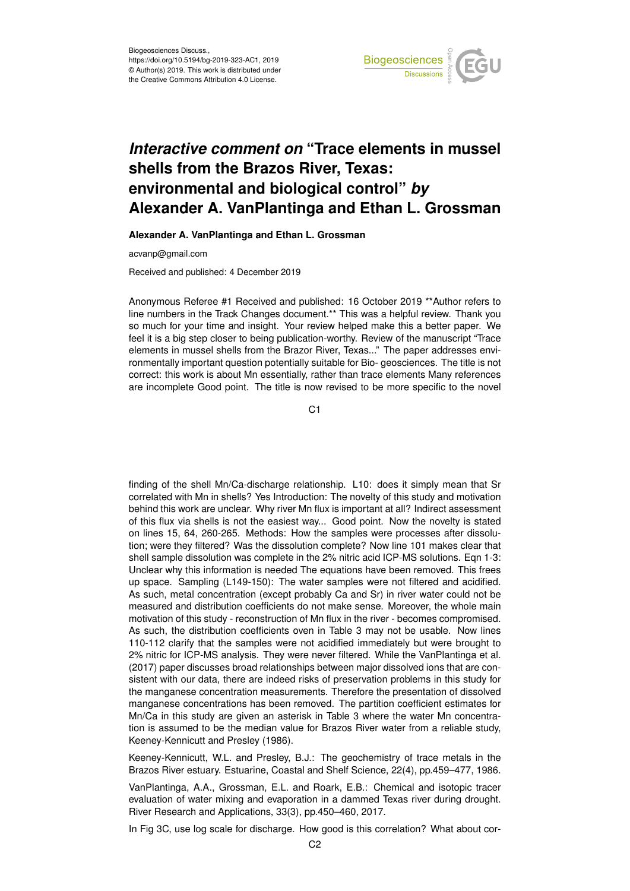Biogeosciences Discuss.,
https://doi.org/10.5194/bg-2019-323-AC1, 2019
© Author(s) 2019. This work is distributed under
the Creative Commons Attribution 4.0 License.

# *Interactive comment on* "Trace elements in mussel shells from the Brazos River, Texas: environmental and biological control" *by* Alexander A. VanPlantinga and Ethan L. Grossman

**Alexander A. VanPlantinga and Ethan L. Grossman**

acvanp@gmail.com

Received and published: 4 December 2019

Anonymous Referee #1 Received and published: 16 October 2019 **Author refers to line numbers in the Track Changes document.** This was a helpful review. Thank you so much for your time and insight. Your review helped make this a better paper. We feel it is a big step closer to being publication-worthy. Review of the manuscript "Trace elements in mussel shells from the Brazor River, Texas..." The paper addresses environmentally important question potentially suitable for Bio- geosciences. The title is not correct: this work is about Mn essentially, rather than trace elements Many references are incomplete Good point. The title is now revised to be more specific to the novel finding of the shell Mn/Ca-discharge relationship. L10: does it simply mean that Sr correlated with Mn in shells? Yes Introduction: The novelty of this study and motivation behind this work are unclear. Why river Mn flux is important at all? Indirect assessment of this flux via shells is not the easiest way... Good point. Now the novelty is stated on lines 15, 64, 260-265. Methods: How the samples were processes after dissolution; were they filtered? Was the dissolution complete? Now line 101 makes clear that shell sample dissolution was complete in the 2% nitric acid ICP-MS solutions. Eqn 1-3: Unclear why this information is needed The equations have been removed. This frees up space. Sampling (L149-150): The water samples were not filtered and acidified. As such, metal concentration (except probably Ca and Sr) in river water could not be measured and distribution coefficients do not make sense. Moreover, the whole main motivation of this study - reconstruction of Mn flux in the river - becomes compromised. As such, the distribution coefficients oven in Table 3 may not be usable. Now lines 110-112 clarify that the samples were not acidified immediately but were brought to 2% nitric for ICP-MS analysis. They were never filtered. While the VanPlantinga et al. (2017) paper discusses broad relationships between major dissolved ions that are consistent with our data, there are indeed risks of preservation problems in this study for the manganese concentration measurements. Therefore the presentation of dissolved manganese concentrations has been removed. The partition coefficient estimates for Mn/Ca in this study are given an asterisk in Table 3 where the water Mn concentration is assumed to be the median value for Brazos River water from a reliable study, Keeney-Kennicutt and Presley (1986).

Keeney-Kennicutt, W.L. and Presley, B.J.: The geochemistry of trace metals in the Brazos River estuary. Estuarine, Coastal and Shelf Science, 22(4), pp.459–477, 1986.

VanPlantinga, A.A., Grossman, E.L. and Roark, E.B.: Chemical and isotopic tracer evaluation of water mixing and evaporation in a dammed Texas river during drought. River Research and Applications, 33(3), pp.450–460, 2017.

In Fig 3C, use log scale for discharge. How good is this correlation? What about cor-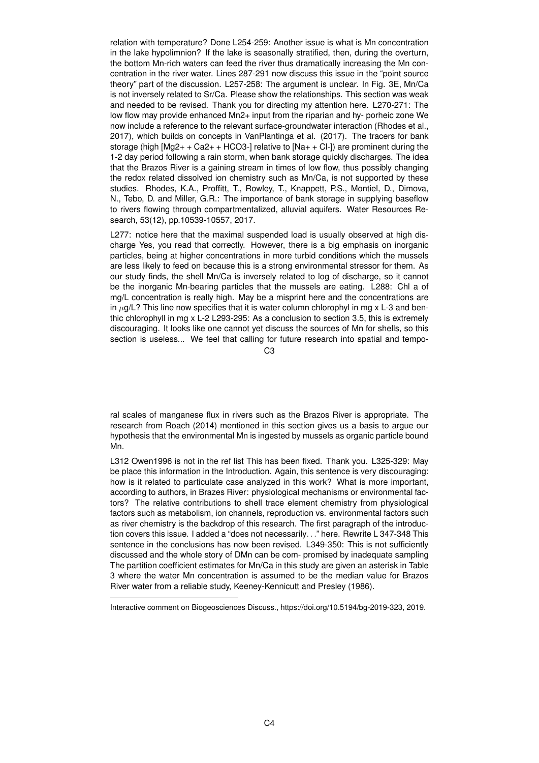relation with temperature? Done L254-259: Another issue is what is Mn concentration in the lake hypolimnion? If the lake is seasonally stratified, then, during the overturn, the bottom Mn-rich waters can feed the river thus dramatically increasing the Mn concentration in the river water. Lines 287-291 now discuss this issue in the "point source theory" part of the discussion. L257-258: The argument is unclear. In Fig. 3E, Mn/Ca is not inversely related to Sr/Ca. Please show the relationships. This section was weak and needed to be revised. Thank you for directing my attention here. L270-271: The low flow may provide enhanced $Mn^{2+}$ input from the riparian and hy- porheic zone We now include a reference to the relevant surface-groundwater interaction (Rhodes et al., 2017), which builds on concepts in VanPlantinga et al. (2017). The tracers for bank storage (high [$Mg^{2+}$ + $Ca^{2+}$ + $HCO_3^-$] relative to [$Na^+$ + $Cl^-$]) are prominent during the 1-2 day period following a rain storm, when bank storage quickly discharges. The idea that the Brazos River is a gaining stream in times of low flow, thus possibly changing the redox related dissolved ion chemistry such as Mn/Ca, is not supported by these studies. Rhodes, K.A., Proffitt, T., Rowley, T., Knappett, P.S., Montiel, D., Dimova, N., Tebo, D. and Miller, G.R.: The importance of bank storage in supplying baseflow to rivers flowing through compartmentalized, alluvial aquifers. Water Resources Research, 53(12), pp.10539-10557, 2017.

L277: notice here that the maximal suspended load is usually observed at high discharge Yes, you read that correctly. However, there is a big emphasis on inorganic particles, being at higher concentrations in more turbid conditions which the mussels are less likely to feed on because this is a strong environmental stressor for them. As our study finds, the shell Mn/Ca is inversely related to log of discharge, so it cannot be the inorganic Mn-bearing particles that the mussels are eating. L288: Chl a of mg/L concentration is really high. May be a misprint here and the concentrations are in $\mu$g/L? This line now specifies that it is water column chlorophyl in mg x L-3 and benthic chlorophyll in mg x L-2 L293-295: As a conclusion to section 3.5, this is extremely discouraging. It looks like one cannot yet discuss the sources of Mn for shells, so this section is useless... We feel that calling for future research into spatial and temporal scales of manganese flux in rivers such as the Brazos River is appropriate. The research from Roach (2014) mentioned in this section gives us a basis to argue our hypothesis that the environmental Mn is ingested by mussels as organic particle bound Mn.

L312 Owen1996 is not in the ref list This has been fixed. Thank you. L325-329: May be place this information in the Introduction. Again, this sentence is very discouraging: how is it related to particulate case analyzed in this work? What is more important, according to authors, in Brazes River: physiological mechanisms or environmental factors? The relative contributions to shell trace element chemistry from physiological factors such as metabolism, ion channels, reproduction vs. environmental factors such as river chemistry is the backdrop of this research. The first paragraph of the introduction covers this issue. I added a "does not necessarily. . ." here. Rewrite L 347-348 This sentence in the conclusions has now been revised. L349-350: This is not sufficiently discussed and the whole story of DMn can be com- promised by inadequate sampling The partition coefficient estimates for Mn/Ca in this study are given an asterisk in Table 3 where the water Mn concentration is assumed to be the median value for Brazos River water from a reliable study, Keeney-Kennicutt and Presley (1986).

---

Interactive comment on Biogeosciences Discuss., https://doi.org/10.5194/bg-2019-323, 2019.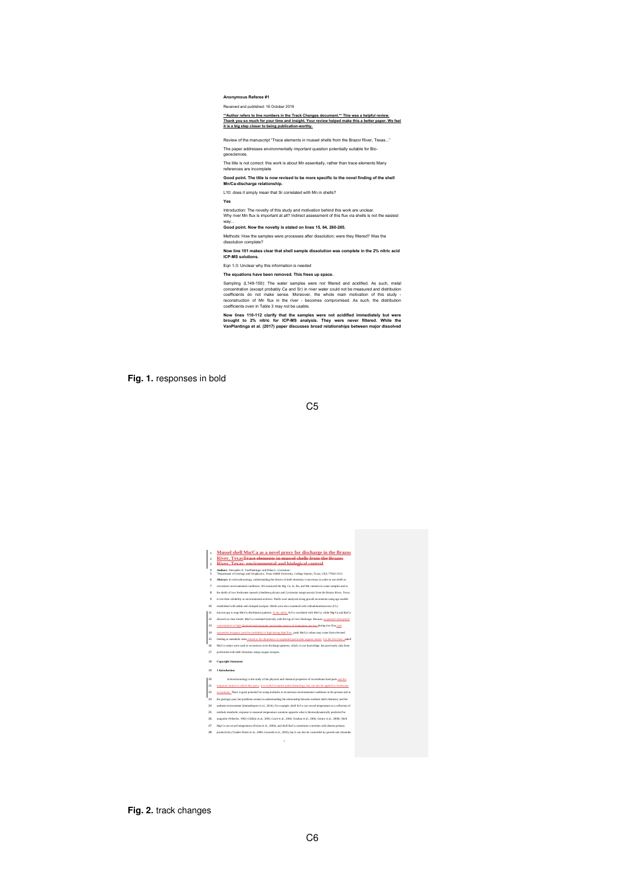**Anonymous Referee #1**

Received and published: 16 October 2019

**\*\*Author refers to line numbers in the Track Changes document.\*\* This was a helpful review. Thank you so much for your time and insight. Your review helped make this a better paper. We feel it is a big step closer to being publication-worthy.**

Review of the manuscript "Trace elements in mussel shells from the Brazor River, Texas..."

The paper addresses environmentally important question potentially suitable for Bio-geosciences.

The title is not correct: this work is about Mn essentially, rather than trace elements Many references are incomplete

**Good point. The title is now revised to be more specific to the novel finding of the shell Mn/Ca-discharge relationship.**

L10: does it simply mean that Sr correlated with Mn in shells?

**Yes**

Introduction: The novelty of this study and motivation behind this work are unclear. Why river Mn flux is important at all? Indirect assessment of this flux via shells is not the easiest way...

**Good point. Now the novelty is stated on lines 15, 64, 260-265.**

Methods: How the samples were processes after dissolution; were they filtered? Was the dissolution complete?

**Now line 101 makes clear that shell sample dissolution was complete in the 2% nitric acid ICP-MS solutions.**

Eqn 1-3: Unclear why this information is needed

**The equations have been removed. This frees up space.**

Sampling (L149-150): The water samples were not filtered and acidified. As such, metal concentration (except probably Ca and Sr) in river water could not be measured and distribution coefficients do not make sense. Moreover, the whole main motivation of this study - reconstruction of Mn flux in the river - becomes compromised. As such, the distribution coefficients oven in Table 3 may not be usable.

**Now lines 110-112 clarify that the samples were not acidified immediately but were brought to 2% nitric for ICP-MS analysis. They were never filtered. While the VanPlantinga et al. (2017) paper discusses broad relationships between major dissolved**

**Fig. 1.** responses in bold

**Fig. 2.** track changes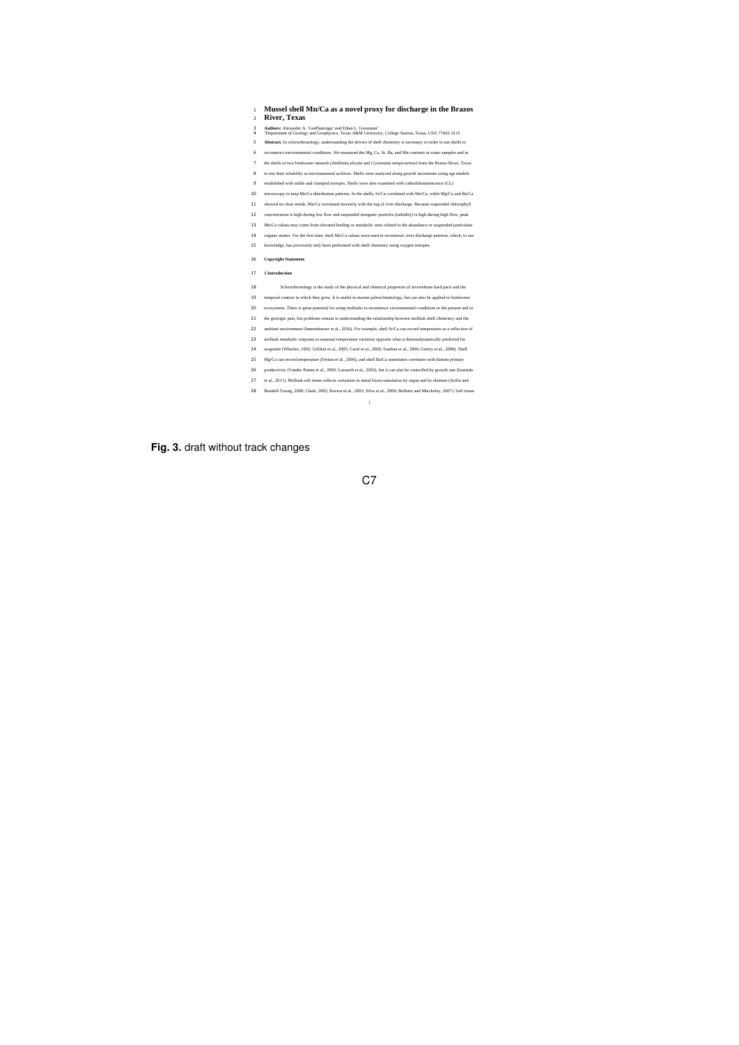1 **Mussel shell Mn/Ca as a novel proxy for discharge in the Brazos**
2 **River, Texas**

3 **Authors:** Alexander A. VanPlantinga[1] and Ethan L. Grossman[1]
4 [1]Department of Geology and Geophysics, Texas A&M University, College Station, Texas, USA 77843-3115

5 **Abstract.** In sclerochronology, understanding the drivers of shell chemistry is necessary in order to use shells to
6 reconstruct environmental conditions. We measured the Mg, Ca, Sr, Ba, and Mn contents in water samples and in
7 the shells of two freshwater mussels (*Amblema plicata* and *Cyrtonaias tampicoensis*) from the Brazos River, Texas
8 to test their reliability as environmental archives. Shells were analyzed along growth increments using age models
9 established with stable and clumped isotopes. Shells were also examined with cathodoluminescence (CL)
10 microscopy to map Mn/Ca distribution patterns. In the shells, Sr/Ca correlated with Mn/Ca, while Mg/Ca and Ba/Ca
11 showed no clear trends. Mn/Ca correlated inversely with the log of river discharge. Because suspended chlorophyll
12 concentration is high during low flow and suspended inorganic particles (turbidity) is high during high flow, peak
13 Mn/Ca values may come from elevated feeding or metabolic rates related to the abundance or suspended particulate
14 organic matter. For the first time, shell Mn/Ca values were used to reconstruct river discharge patterns, which, to our
15 knowledge, has previously only been performed with shell chemistry using oxygen isotopes.

16 **Copyright Statement**

17 **1 Introduction**

18 Sclerochronology is the study of the physical and chemical properties of invertebrate hard parts and the
19 temporal context in which they grew. It is useful in marine paleoclimatology, but can also be applied to freshwater
20 ecosystems. There is great potential for using mollusks to reconstruct environmental conditions in the present and in
21 the geologic past, but problems remain in understanding the relationship between mollusk shell chemistry and the
22 ambient environment (Immenhauser et al., 2016). For example, shell Sr/Ca can record temperature as a reflection of
23 mollusk metabolic response to seasonal temperature variation opposite what is thermodynamically predicted for
24 aragonite (Wheeler, 1992; Gillikin et al., 2005; Carré et al., 2006; Sosdian et al., 2006; Gentry et al., 2008). Shell
25 Mg/Ca can record temperature (Freitas et al., 2006), and shell Ba/Ca sometimes correlates with diatom primary
26 productivity (Vander Putten et al., 2000; Lazareth et al., 2003), but it can also be controlled by growth rate (Izumida
27 et al., 2011). Mollusk soft tissue reflects variations in metal bioaccumulation by organ and by element (Arifin and
28 Bendell-Young, 2000; Chale, 2002; Ravera et al., 2003; Silva et al., 2006; Bellotto and Miekeley, 2007). Soft tissue

**Fig. 3.** draft without track changes